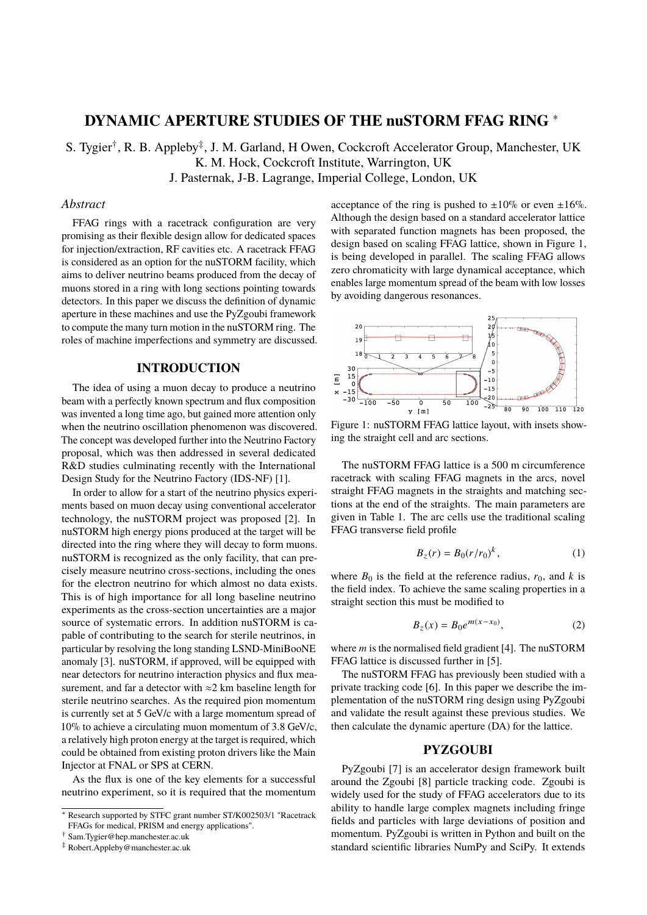# DYNAMIC APERTURE STUDIES OF THE nuSTORM FFAG RING *

S. Tygier†, R. B. Appleby‡, J. M. Garland, H Owen, Cockcroft Accelerator Group, Manchester, UK
K. M. Hock, Cockcroft Institute, Warrington, UK
J. Pasternak, J-B. Lagrange, Imperial College, London, UK

## *Abstract*

FFAG rings with a racetrack configuration are very promising as their flexible design allow for dedicated spaces for injection/extraction, RF cavities etc. A racetrack FFAG is considered as an option for the nuSTORM facility, which aims to deliver neutrino beams produced from the decay of muons stored in a ring with long sections pointing towards detectors. In this paper we discuss the definition of dynamic aperture in these machines and use the PyZgoubi framework to compute the many turn motion in the nuSTORM ring. The roles of machine imperfections and symmetry are discussed.

## INTRODUCTION

The idea of using a muon decay to produce a neutrino beam with a perfectly known spectrum and flux composition was invented a long time ago, but gained more attention only when the neutrino oscillation phenomenon was discovered. The concept was developed further into the Neutrino Factory proposal, which was then addressed in several dedicated R&D studies culminating recently with the International Design Study for the Neutrino Factory (IDS-NF) [1].

In order to allow for a start of the neutrino physics experiments based on muon decay using conventional accelerator technology, the nuSTORM project was proposed [2]. In nuSTORM high energy pions produced at the target will be directed into the ring where they will decay to form muons. nuSTORM is recognized as the only facility, that can precisely measure neutrino cross-sections, including the ones for the electron neutrino for which almost no data exists. This is of high importance for all long baseline neutrino experiments as the cross-section uncertainties are a major source of systematic errors. In addition nuSTORM is capable of contributing to the search for sterile neutrinos, in particular by resolving the long standing LSND-MiniBooNE anomaly [3]. nuSTORM, if approved, will be equipped with near detectors for neutrino interaction physics and flux measurement, and far a detector with ≈2 km baseline length for sterile neutrino searches. As the required pion momentum is currently set at 5 GeV/c with a large momentum spread of 10% to achieve a circulating muon momentum of 3.8 GeV/c, a relatively high proton energy at the target is required, which could be obtained from existing proton drivers like the Main Injector at FNAL or SPS at CERN.

As the flux is one of the key elements for a successful neutrino experiment, so it is required that the momentum acceptance of the ring is pushed to ±10% or even ±16%. Although the design based on a standard accelerator lattice with separated function magnets has been proposed, the design based on scaling FFAG lattice, shown in Figure 1, is being developed in parallel. The scaling FFAG allows zero chromaticity with large dynamical acceptance, which enables large momentum spread of the beam with low losses by avoiding dangerous resonances.

Figure 1: nuSTORM FFAG lattice layout, with insets showing the straight cell and arc sections.

The nuSTORM FFAG lattice is a 500 m circumference racetrack with scaling FFAG magnets in the arcs, novel straight FFAG magnets in the straights and matching sections at the end of the straights. The main parameters are given in Table 1. The arc cells use the traditional scaling FFAG transverse field profile

$$B_z(r) = B_0(r/r_0)^k, \tag{1}$$

where $B_0$ is the field at the reference radius, $r_0$, and $k$ is the field index. To achieve the same scaling properties in a straight section this must be modified to

$$B_z(x) = B_0 e^{m(x-x_0)}, \tag{2}$$

where $m$ is the normalised field gradient [4]. The nuSTORM FFAG lattice is discussed further in [5].

The nuSTORM FFAG has previously been studied with a private tracking code [6]. In this paper we describe the implementation of the nuSTORM ring design using PyZgoubi and validate the result against these previous studies. We then calculate the dynamic aperture (DA) for the lattice.

## PYZGOUBI

PyZgoubi [7] is an accelerator design framework built around the Zgoubi [8] particle tracking code. Zgoubi is widely used for the study of FFAG accelerators due to its ability to handle large complex magnets including fringe fields and particles with large deviations of position and momentum. PyZgoubi is written in Python and built on the standard scientific libraries NumPy and SciPy. It extends

---

* Research supported by STFC grant number ST/K002503/1 "Racetrack FFAGs for medical, PRISM and energy applications".
† Sam.Tygier@hep.manchester.ac.uk
‡ Robert.Appleby@manchester.ac.uk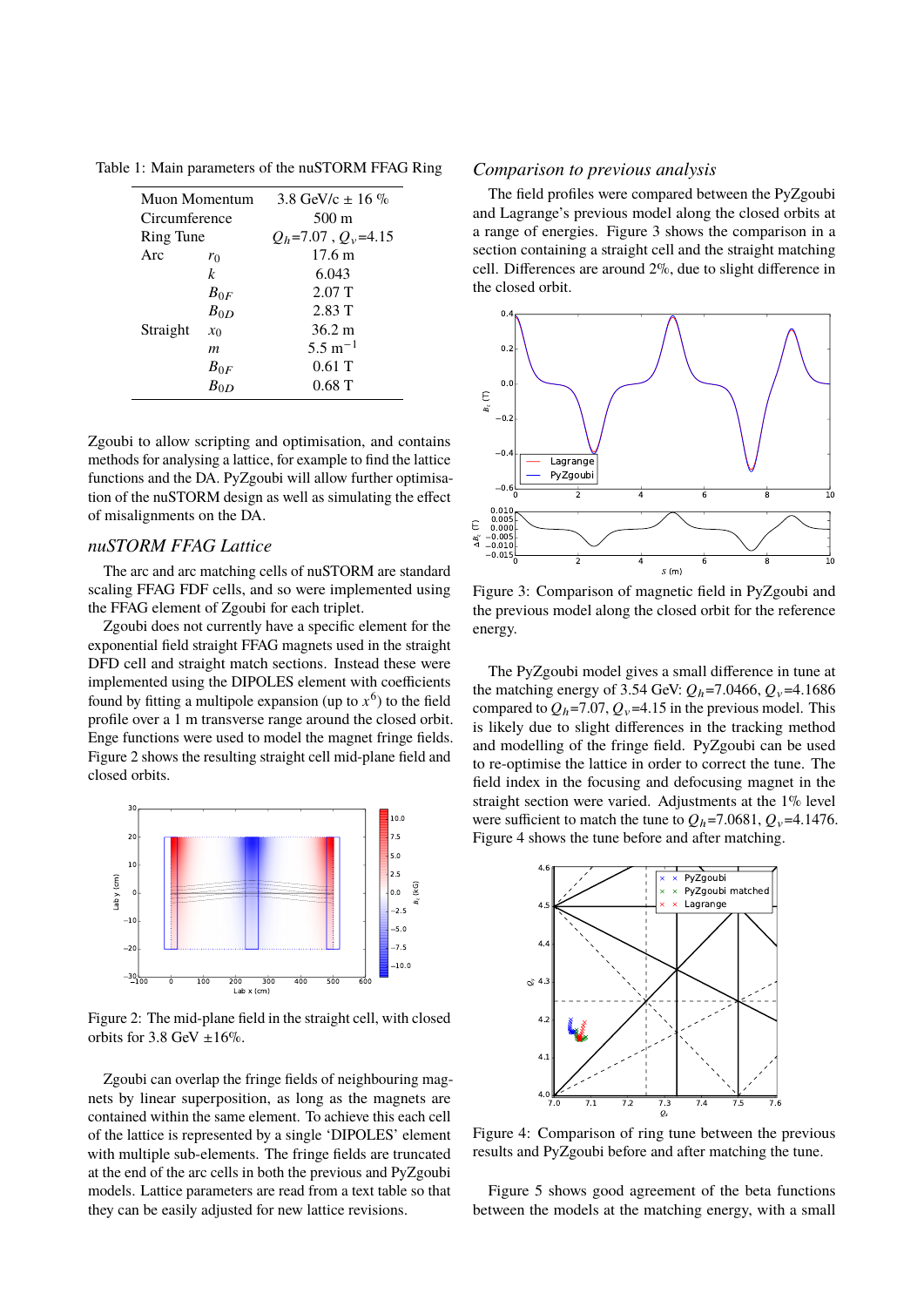Table 1: Main parameters of the nuSTORM FFAG Ring

| | | |
|---|---|---|
| Muon Momentum | | 3.8 GeV/c ± 16 % |
| Circumference | | 500 m |
| Ring Tune | | $Q_h$=7.07 , $Q_v$=4.15 |
| Arc | $r_0$ | 17.6 m |
| | $k$ | 6.043 |
| | $B_{0F}$ | 2.07 T |
| | $B_{0D}$ | 2.83 T |
| Straight | $x_0$ | 36.2 m |
| | $m$ | 5.5 m$^{-1}$ |
| | $B_{0F}$ | 0.61 T |
| | $B_{0D}$ | 0.68 T |

Zgoubi to allow scripting and optimisation, and contains methods for analysing a lattice, for example to find the lattice functions and the DA. PyZgoubi will allow further optimisation of the nuSTORM design as well as simulating the effect of misalignments on the DA.

### *nuSTORM FFAG Lattice*

The arc and arc matching cells of nuSTORM are standard scaling FFAG FDF cells, and so were implemented using the FFAG element of Zgoubi for each triplet.

Zgoubi does not currently have a specific element for the exponential field straight FFAG magnets used in the straight DFD cell and straight match sections. Instead these were implemented using the DIPOLES element with coefficients found by fitting a multipole expansion (up to $x^6$) to the field profile over a 1 m transverse range around the closed orbit. Enge functions were used to model the magnet fringe fields. Figure 2 shows the resulting straight cell mid-plane field and closed orbits.

Figure 2: The mid-plane field in the straight cell, with closed orbits for 3.8 GeV ±16%.

Zgoubi can overlap the fringe fields of neighbouring magnets by linear superposition, as long as the magnets are contained within the same element. To achieve this each cell of the lattice is represented by a single 'DIPOLES' element with multiple sub-elements. The fringe fields are truncated at the end of the arc cells in both the previous and PyZgoubi models. Lattice parameters are read from a text table so that they can be easily adjusted for new lattice revisions.

### *Comparison to previous analysis*

The field profiles were compared between the PyZgoubi and Lagrange's previous model along the closed orbits at a range of energies. Figure 3 shows the comparison in a section containing a straight cell and the straight matching cell. Differences are around 2%, due to slight difference in the closed orbit.

Figure 3: Comparison of magnetic field in PyZgoubi and the previous model along the closed orbit for the reference energy.

The PyZgoubi model gives a small difference in tune at the matching energy of 3.54 GeV: $Q_h$=7.0466, $Q_v$=4.1686 compared to $Q_h$=7.07, $Q_v$=4.15 in the previous model. This is likely due to slight differences in the tracking method and modelling of the fringe field. PyZgoubi can be used to re-optimise the lattice in order to correct the tune. The field index in the focusing and defocusing magnet in the straight section were varied. Adjustments at the 1% level were sufficient to match the tune to $Q_h$=7.0681, $Q_v$=4.1476. Figure 4 shows the tune before and after matching.

Figure 4: Comparison of ring tune between the previous results and PyZgoubi before and after matching the tune.

Figure 5 shows good agreement of the beta functions between the models at the matching energy, with a small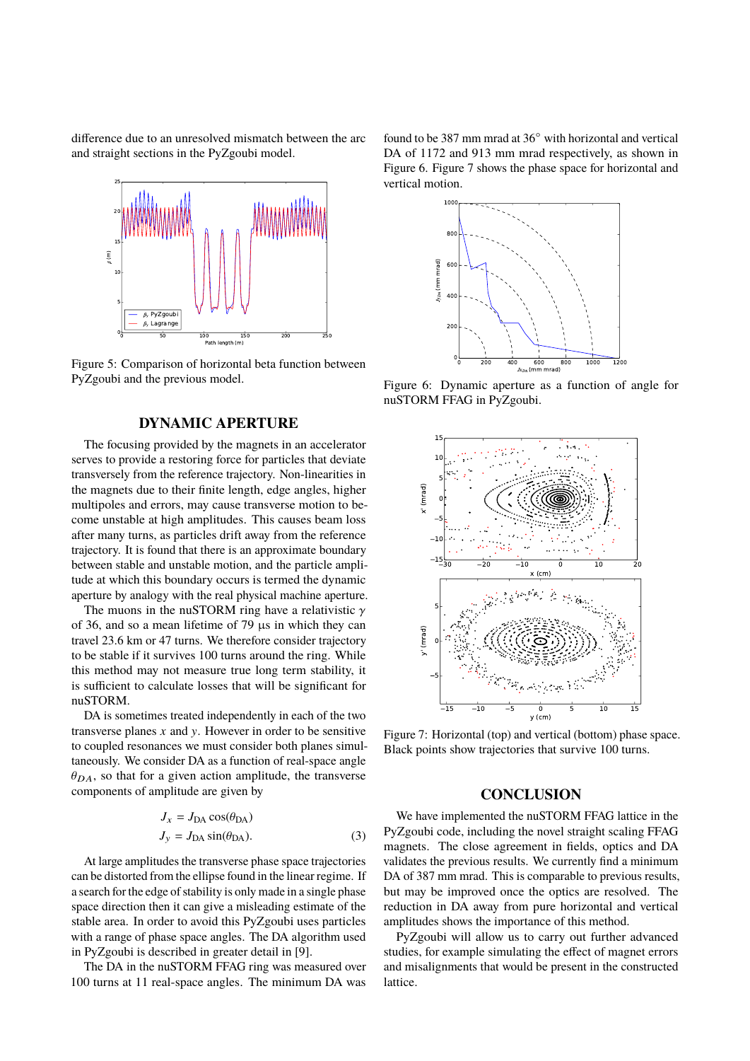difference due to an unresolved mismatch between the arc and straight sections in the PyZgoubi model.

Figure 5: Comparison of horizontal beta function between PyZgoubi and the previous model.

## DYNAMIC APERTURE

The focusing provided by the magnets in an accelerator serves to provide a restoring force for particles that deviate transversely from the reference trajectory. Non-linearities in the magnets due to their finite length, edge angles, higher multipoles and errors, may cause transverse motion to become unstable at high amplitudes. This causes beam loss after many turns, as particles drift away from the reference trajectory. It is found that there is an approximate boundary between stable and unstable motion, and the particle amplitude at which this boundary occurs is termed the dynamic aperture by analogy with the real physical machine aperture.

The muons in the nuSTORM ring have a relativistic $\gamma$ of 36, and so a mean lifetime of 79 µs in which they can travel 23.6 km or 47 turns. We therefore consider a trajectory to be stable if it survives 100 turns around the ring. While this method may not measure true long term stability, it is sufficient to calculate losses that will be significant for nuSTORM.

DA is sometimes treated independently in each of the two transverse planes $x$ and $y$. However in order to be sensitive to coupled resonances we must consider both planes simultaneously. We consider DA as a function of real-space angle $\theta_{DA}$, so that for a given action amplitude, the transverse components of amplitude are given by

$$
\begin{aligned}
J_x &= J_{\mathrm{DA}} \cos(\theta_{\mathrm{DA}}) \\
J_y &= J_{\mathrm{DA}} \sin(\theta_{\mathrm{DA}}).
\end{aligned}
\tag{3}
$$

At large amplitudes the transverse phase space trajectories can be distorted from the ellipse found in the linear regime. If a search for the edge of stability is only made in a single phase space direction then it can give a misleading estimate of the stable area. In order to avoid this PyZgoubi uses particles with a range of phase space angles. The DA algorithm used in PyZgoubi is described in greater detail in [9].

The DA in the nuSTORM FFAG ring was measured over 100 turns at 11 real-space angles. The minimum DA was found to be 387 mm mrad at 36° with horizontal and vertical DA of 1172 and 913 mm mrad respectively, as shown in Figure 6. Figure 7 shows the phase space for horizontal and vertical motion.

Figure 6: Dynamic aperture as a function of angle for nuSTORM FFAG in PyZgoubi.

Figure 7: Horizontal (top) and vertical (bottom) phase space. Black points show trajectories that survive 100 turns.

## CONCLUSION

We have implemented the nuSTORM FFAG lattice in the PyZgoubi code, including the novel straight scaling FFAG magnets. The close agreement in fields, optics and DA validates the previous results. We currently find a minimum DA of 387 mm mrad. This is comparable to previous results, but may be improved once the optics are resolved. The reduction in DA away from pure horizontal and vertical amplitudes shows the importance of this method.

PyZgoubi will allow us to carry out further advanced studies, for example simulating the effect of magnet errors and misalignments that would be present in the constructed lattice.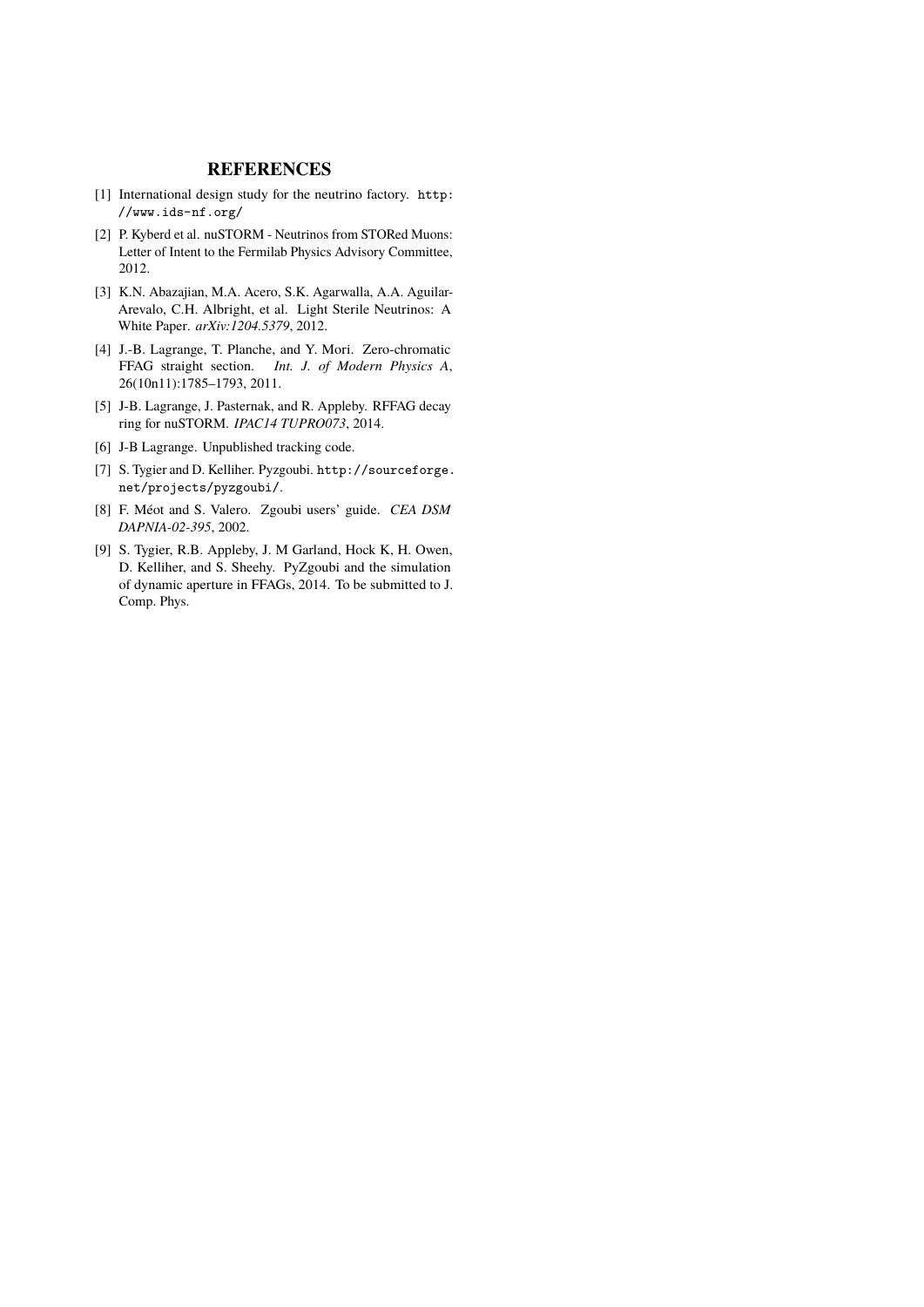## REFERENCES

[1] International design study for the neutrino factory. http://www.ids-nf.org/

[2] P. Kyberd et al. nuSTORM - Neutrinos from STORed Muons: Letter of Intent to the Fermilab Physics Advisory Committee, 2012.

[3] K.N. Abazajian, M.A. Acero, S.K. Agarwalla, A.A. Aguilar-Arevalo, C.H. Albright, et al. Light Sterile Neutrinos: A White Paper. *arXiv:1204.5379*, 2012.

[4] J.-B. Lagrange, T. Planche, and Y. Mori. Zero-chromatic FFAG straight section. *Int. J. of Modern Physics A*, 26(10n11):1785–1793, 2011.

[5] J-B. Lagrange, J. Pasternak, and R. Appleby. RFFAG decay ring for nuSTORM. *IPAC14 TUPRO073*, 2014.

[6] J-B Lagrange. Unpublished tracking code.

[7] S. Tygier and D. Kelliher. Pyzgoubi. http://sourceforge.net/projects/pyzgoubi/.

[8] F. Méot and S. Valero. Zgoubi users' guide. *CEA DSM DAPNIA-02-395*, 2002.

[9] S. Tygier, R.B. Appleby, J. M Garland, Hock K, H. Owen, D. Kelliher, and S. Sheehy. PyZgoubi and the simulation of dynamic aperture in FFAGs, 2014. To be submitted to J. Comp. Phys.